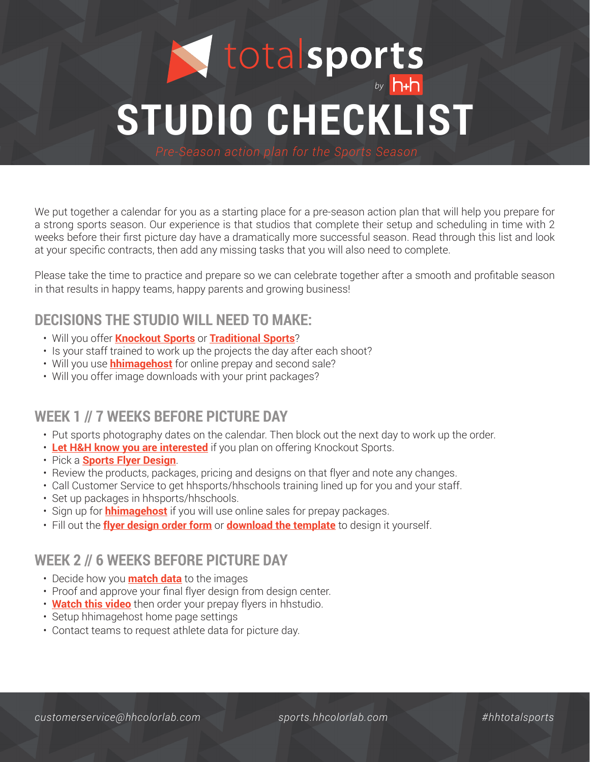# totalsports by h+h

# STUDIO CHECKLIST

*Pre-Season action plan for the Sports Season*

We put together a calendar for you as a starting place for a pre-season action plan that will help you prepare for a strong sports season. Our experience is that studios that complete their setup and scheduling in time with 2 weeks before their first picture day have a dramatically more successful season. Read through this list and look at your specific contracts, then add any missing tasks that you will also need to complete.

Please take the time to practice and prepare so we can celebrate together after a smooth and profitable season in that results in happy teams, happy parents and growing business!

## DECISIONS THE STUDIO WILL NEED TO MAKE:

- Will you offer **Knockout Sports** or **Traditional Sports**?
- Is your staff trained to work up the projects the day after each shoot?
- Will you use **hhimagehost** for online prepay and second sale?
- Will you offer image downloads with your print packages?

## WEEK 1 // 7 WEEKS BEFORE PICTURE DAY

- Put sports photography dates on the calendar. Then block out the next day to work up the order.
- **Let H&H know you are interested** if you plan on offering Knockout Sports.
- Pick a **Sports Flyer Design**.
- Review the products, packages, pricing and designs on that flyer and note any changes.
- Call Customer Service to get hhsports/hhschools training lined up for you and your staff.
- Set up packages in hhsports/hhschools.
- Sign up for **hhimagehost** if you will use online sales for prepay packages.
- Fill out the **flyer design order form** or **download the template** to design it yourself.

## WEEK 2 // 6 WEEKS BEFORE PICTURE DAY

- Decide how you **match data** to the images
- Proof and approve your final flyer design from design center.
- **Watch this video** then order your prepay flyers in hhstudio.
- Setup hhimagehost home page settings
- Contact teams to request athlete data for picture day.

*customerservice@hhcolorlab.com* *sports.hhcolorlab.com* *#hhtotalsports*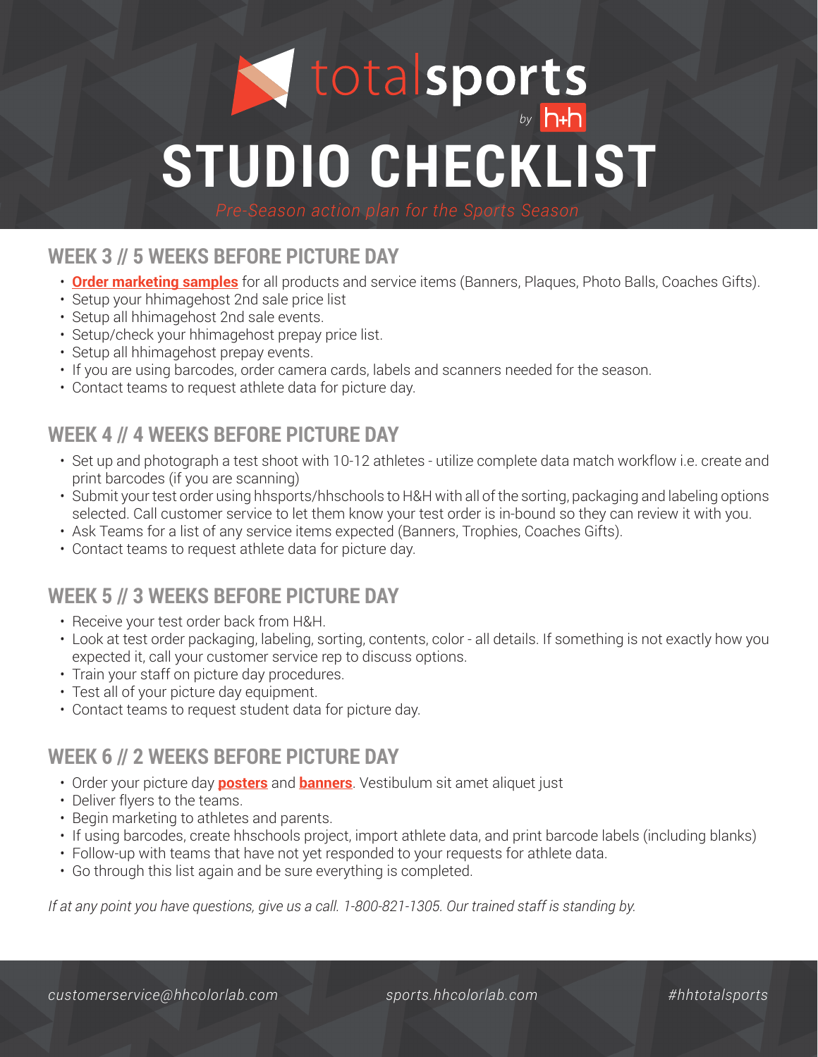# totalsports by h+h

# STUDIO CHECKLIST

*Pre-Season action plan for the Sports Season*

## WEEK 3 // 5 WEEKS BEFORE PICTURE DAY

- **Order marketing samples** for all products and service items (Banners, Plaques, Photo Balls, Coaches Gifts).
- Setup your hhimagehost 2nd sale price list
- Setup all hhimagehost 2nd sale events.
- Setup/check your hhimagehost prepay price list.
- Setup all hhimagehost prepay events.
- If you are using barcodes, order camera cards, labels and scanners needed for the season.
- Contact teams to request athlete data for picture day.

## WEEK 4 // 4 WEEKS BEFORE PICTURE DAY

- Set up and photograph a test shoot with 10-12 athletes - utilize complete data match workflow i.e. create and print barcodes (if you are scanning)
- Submit your test order using hhsports/hhschools to H&H with all of the sorting, packaging and labeling options selected. Call customer service to let them know your test order is in-bound so they can review it with you.
- Ask Teams for a list of any service items expected (Banners, Trophies, Coaches Gifts).
- Contact teams to request athlete data for picture day.

## WEEK 5 // 3 WEEKS BEFORE PICTURE DAY

- Receive your test order back from H&H.
- Look at test order packaging, labeling, sorting, contents, color - all details. If something is not exactly how you expected it, call your customer service rep to discuss options.
- Train your staff on picture day procedures.
- Test all of your picture day equipment.
- Contact teams to request student data for picture day.

## WEEK 6 // 2 WEEKS BEFORE PICTURE DAY

- Order your picture day **posters** and **banners**. Vestibulum sit amet aliquet just
- Deliver flyers to the teams.
- Begin marketing to athletes and parents.
- If using barcodes, create hhschools project, import athlete data, and print barcode labels (including blanks)
- Follow-up with teams that have not yet responded to your requests for athlete data.
- Go through this list again and be sure everything is completed.

*If at any point you have questions, give us a call. 1-800-821-1305. Our trained staff is standing by.*

*customerservice@hhcolorlab.com* *sports.hhcolorlab.com* *#hhtotalsports*